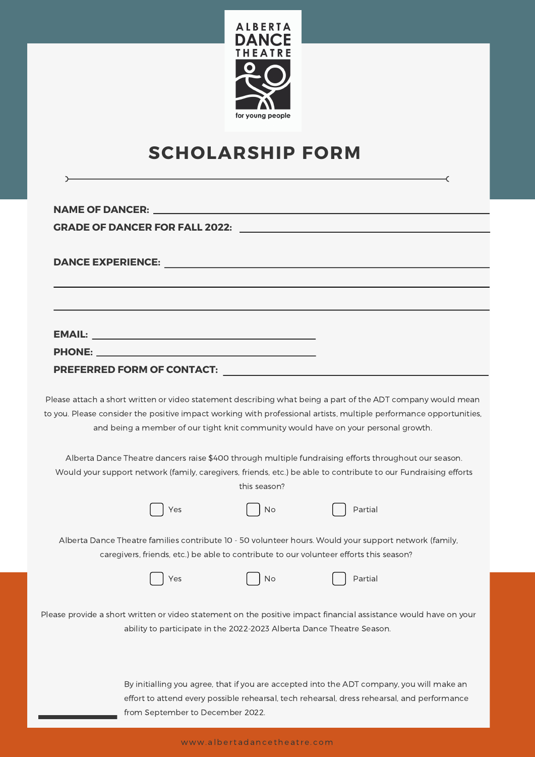ALBERTA DANCE THEATRE

for young people

# SCHOLARSHIP FORM

**NAME OF DANCER:** ______________________________

**GRADE OF DANCER FOR FALL 2022:** ______________________________

**DANCE EXPERIENCE:** ______________________________

______________________________

______________________________

**EMAIL:** ______________________________

**PHONE:** ______________________________

**PREFERRED FORM OF CONTACT:** ______________________________

Please attach a short written or video statement describing what being a part of the ADT company would mean to you. Please consider the positive impact working with professional artists, multiple performance opportunities, and being a member of our tight knit community would have on your personal growth.

Alberta Dance Theatre dancers raise $400 through multiple fundraising efforts throughout our season. Would your support network (family, caregivers, friends, etc.) be able to contribute to our Fundraising efforts this season?

☐ Yes ☐ No ☐ Partial

Alberta Dance Theatre families contribute 10 - 50 volunteer hours. Would your support network (family, caregivers, friends, etc.) be able to contribute to our volunteer efforts this season?

☐ Yes ☐ No ☐ Partial

Please provide a short written or video statement on the positive impact financial assistance would have on your ability to participate in the 2022-2023 Alberta Dance Theatre Season.

______________ By initialling you agree, that if you are accepted into the ADT company, you will make an effort to attend every possible rehearsal, tech rehearsal, dress rehearsal, and performance from September to December 2022.

www.albertadancetheatre.com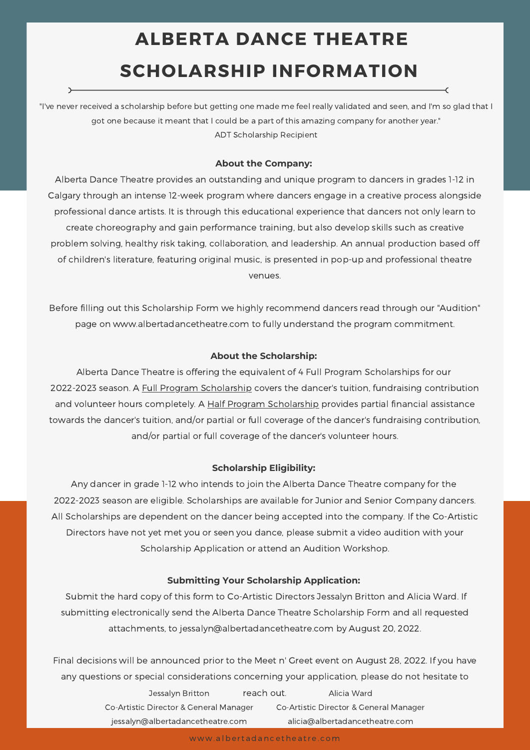# ALBERTA DANCE THEATRE SCHOLARSHIP INFORMATION

"I've never received a scholarship before but getting one made me feel really validated and seen, and I'm so glad that I got one because it meant that I could be a part of this amazing company for another year."
ADT Scholarship Recipient

**About the Company:**

Alberta Dance Theatre provides an outstanding and unique program to dancers in grades 1-12 in Calgary through an intense 12-week program where dancers engage in a creative process alongside professional dance artists. It is through this educational experience that dancers not only learn to create choreography and gain performance training, but also develop skills such as creative problem solving, healthy risk taking, collaboration, and leadership. An annual production based off of children's literature, featuring original music, is presented in pop-up and professional theatre venues.

Before filling out this Scholarship Form we highly recommend dancers read through our "Audition" page on www.albertadancetheatre.com to fully understand the program commitment.

**About the Scholarship:**

Alberta Dance Theatre is offering the equivalent of 4 Full Program Scholarships for our 2022-2023 season. A Full Program Scholarship covers the dancer's tuition, fundraising contribution and volunteer hours completely. A Half Program Scholarship provides partial financial assistance towards the dancer's tuition, and/or partial or full coverage of the dancer's fundraising contribution, and/or partial or full coverage of the dancer's volunteer hours.

**Scholarship Eligibility:**

Any dancer in grade 1-12 who intends to join the Alberta Dance Theatre company for the 2022-2023 season are eligible. Scholarships are available for Junior and Senior Company dancers. All Scholarships are dependent on the dancer being accepted into the company. If the Co-Artistic Directors have not yet met you or seen you dance, please submit a video audition with your Scholarship Application or attend an Audition Workshop.

**Submitting Your Scholarship Application:**

Submit the hard copy of this form to Co-Artistic Directors Jessalyn Britton and Alicia Ward. If submitting electronically send the Alberta Dance Theatre Scholarship Form and all requested attachments, to jessalyn@albertadancetheatre.com by August 20, 2022.

Final decisions will be announced prior to the Meet n' Greet event on August 28, 2022. If you have any questions or special considerations concerning your application, please do not hesitate to reach out.

Jessalyn Britton
Co-Artistic Director & General Manager
jessalyn@albertadancetheatre.com

Alicia Ward
Co-Artistic Director & General Manager
alicia@albertadancetheatre.com

www.albertadancetheatre.com